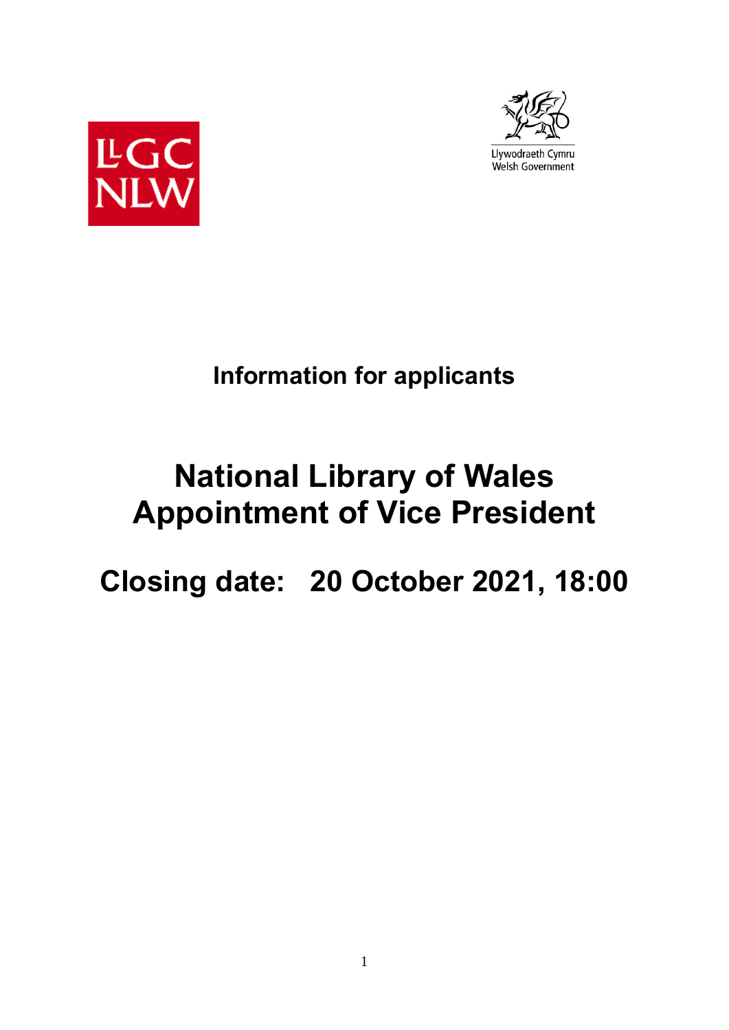LLGC NLW

Llywodraeth Cymru
Welsh Government

## Information for applicants

# National Library of Wales
# Appointment of Vice President

## Closing date: 20 October 2021, 18:00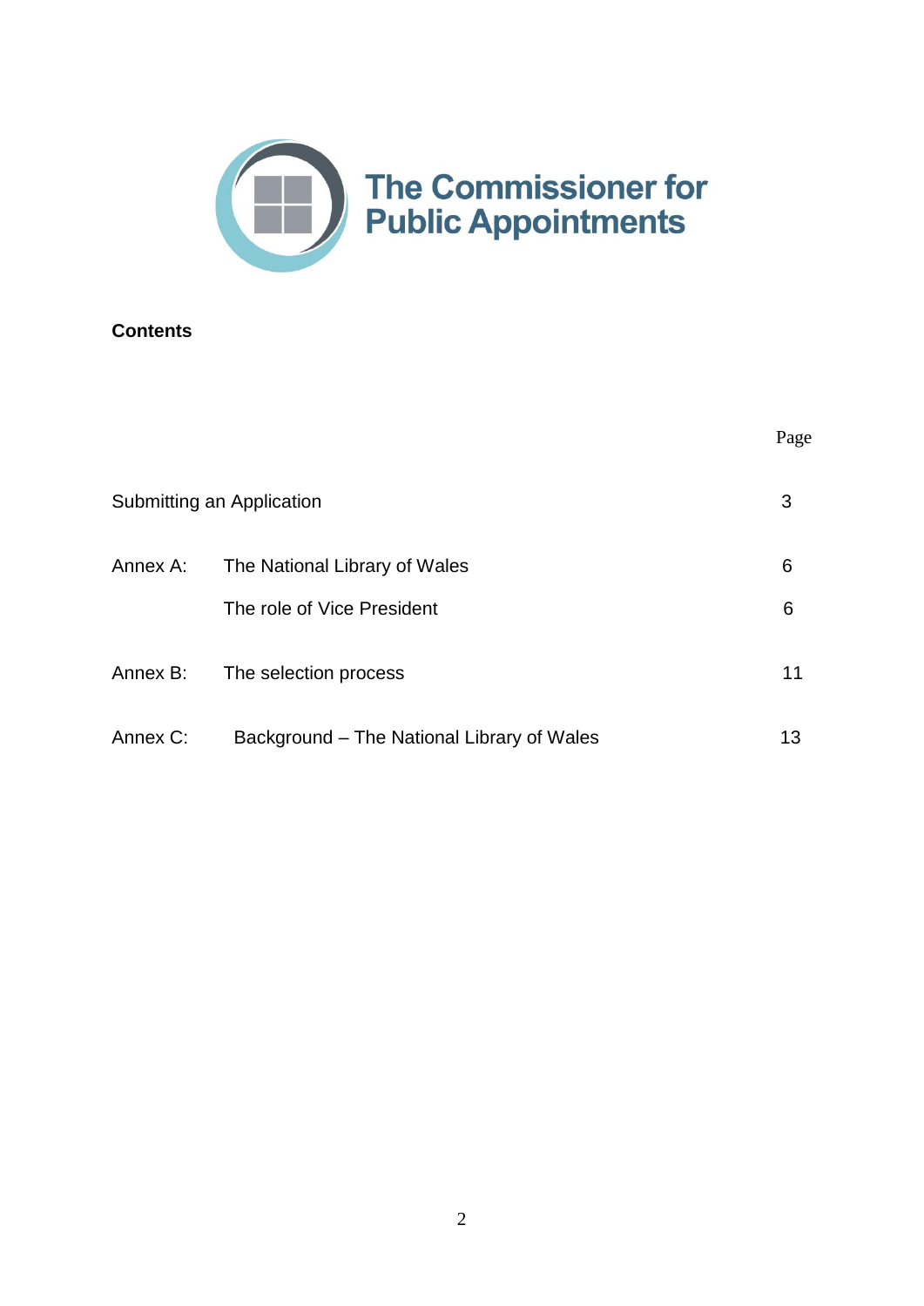**The Commissioner for Public Appointments**

**Contents**

| | | Page |
|---|---|---|
| Submitting an Application | | 3 |
| Annex A: | The National Library of Wales | 6 |
| | The role of Vice President | 6 |
| Annex B: | The selection process | 11 |
| Annex C: | Background – The National Library of Wales | 13 |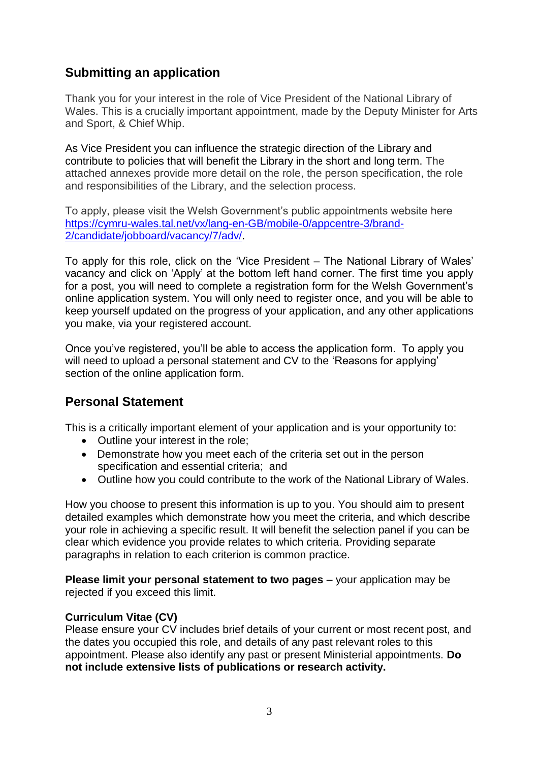## Submitting an application

Thank you for your interest in the role of Vice President of the National Library of Wales. This is a crucially important appointment, made by the Deputy Minister for Arts and Sport, & Chief Whip.

As Vice President you can influence the strategic direction of the Library and contribute to policies that will benefit the Library in the short and long term. The attached annexes provide more detail on the role, the person specification, the role and responsibilities of the Library, and the selection process.

To apply, please visit the Welsh Government's public appointments website here [https://cymru-wales.tal.net/vx/lang-en-GB/mobile-0/appcentre-3/brand-2/candidate/jobboard/vacancy/7/adv/](https://cymru-wales.tal.net/vx/lang-en-GB/mobile-0/appcentre-3/brand-2/candidate/jobboard/vacancy/7/adv/).

To apply for this role, click on the 'Vice President – The National Library of Wales' vacancy and click on 'Apply' at the bottom left hand corner. The first time you apply for a post, you will need to complete a registration form for the Welsh Government's online application system. You will only need to register once, and you will be able to keep yourself updated on the progress of your application, and any other applications you make, via your registered account.

Once you've registered, you'll be able to access the application form. To apply you will need to upload a personal statement and CV to the 'Reasons for applying' section of the online application form.

## Personal Statement

This is a critically important element of your application and is your opportunity to:

- Outline your interest in the role;
- Demonstrate how you meet each of the criteria set out in the person specification and essential criteria; and
- Outline how you could contribute to the work of the National Library of Wales.

How you choose to present this information is up to you. You should aim to present detailed examples which demonstrate how you meet the criteria, and which describe your role in achieving a specific result. It will benefit the selection panel if you can be clear which evidence you provide relates to which criteria. Providing separate paragraphs in relation to each criterion is common practice.

**Please limit your personal statement to two pages** – your application may be rejected if you exceed this limit.

**Curriculum Vitae (CV)**

Please ensure your CV includes brief details of your current or most recent post, and the dates you occupied this role, and details of any past relevant roles to this appointment. Please also identify any past or present Ministerial appointments. **Do not include extensive lists of publications or research activity.**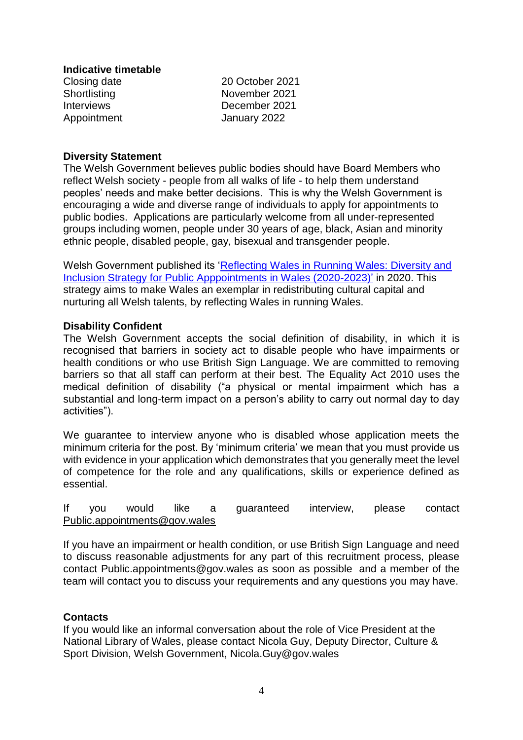**Indicative timetable**

| | |
|---|---|
| Closing date | 20 October 2021 |
| Shortlisting | November 2021 |
| Interviews | December 2021 |
| Appointment | January 2022 |

**Diversity Statement**

The Welsh Government believes public bodies should have Board Members who reflect Welsh society - people from all walks of life - to help them understand peoples' needs and make better decisions. This is why the Welsh Government is encouraging a wide and diverse range of individuals to apply for appointments to public bodies. Applications are particularly welcome from all under-represented groups including women, people under 30 years of age, black, Asian and minority ethnic people, disabled people, gay, bisexual and transgender people.

Welsh Government published its 'Reflecting Wales in Running Wales: Diversity and Inclusion Strategy for Public Apppointments in Wales (2020-2023)' in 2020. This strategy aims to make Wales an exemplar in redistributing cultural capital and nurturing all Welsh talents, by reflecting Wales in running Wales.

**Disability Confident**

The Welsh Government accepts the social definition of disability, in which it is recognised that barriers in society act to disable people who have impairments or health conditions or who use British Sign Language. We are committed to removing barriers so that all staff can perform at their best. The Equality Act 2010 uses the medical definition of disability ("a physical or mental impairment which has a substantial and long-term impact on a person's ability to carry out normal day to day activities").

We guarantee to interview anyone who is disabled whose application meets the minimum criteria for the post. By 'minimum criteria' we mean that you must provide us with evidence in your application which demonstrates that you generally meet the level of competence for the role and any qualifications, skills or experience defined as essential.

If you would like a guaranteed interview, please contact Public.appointments@gov.wales

If you have an impairment or health condition, or use British Sign Language and need to discuss reasonable adjustments for any part of this recruitment process, please contact Public.appointments@gov.wales as soon as possible and a member of the team will contact you to discuss your requirements and any questions you may have.

**Contacts**

If you would like an informal conversation about the role of Vice President at the National Library of Wales, please contact Nicola Guy, Deputy Director, Culture & Sport Division, Welsh Government, Nicola.Guy@gov.wales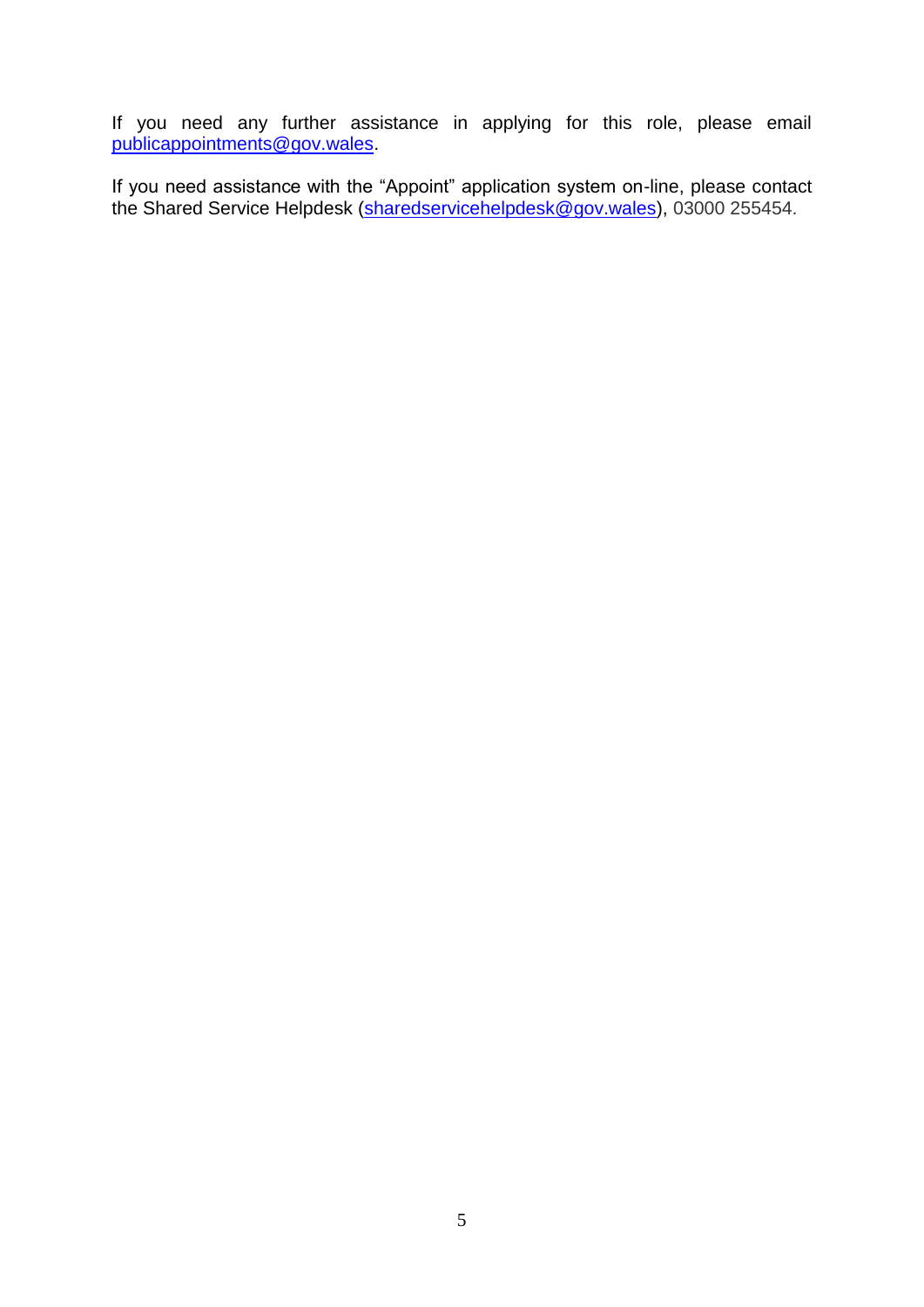If you need any further assistance in applying for this role, please email [publicappointments@gov.wales](mailto:publicappointments@gov.wales).

If you need assistance with the "Appoint" application system on-line, please contact the Shared Service Helpdesk ([sharedservicehelpdesk@gov.wales](mailto:sharedservicehelpdesk@gov.wales)), 03000 255454.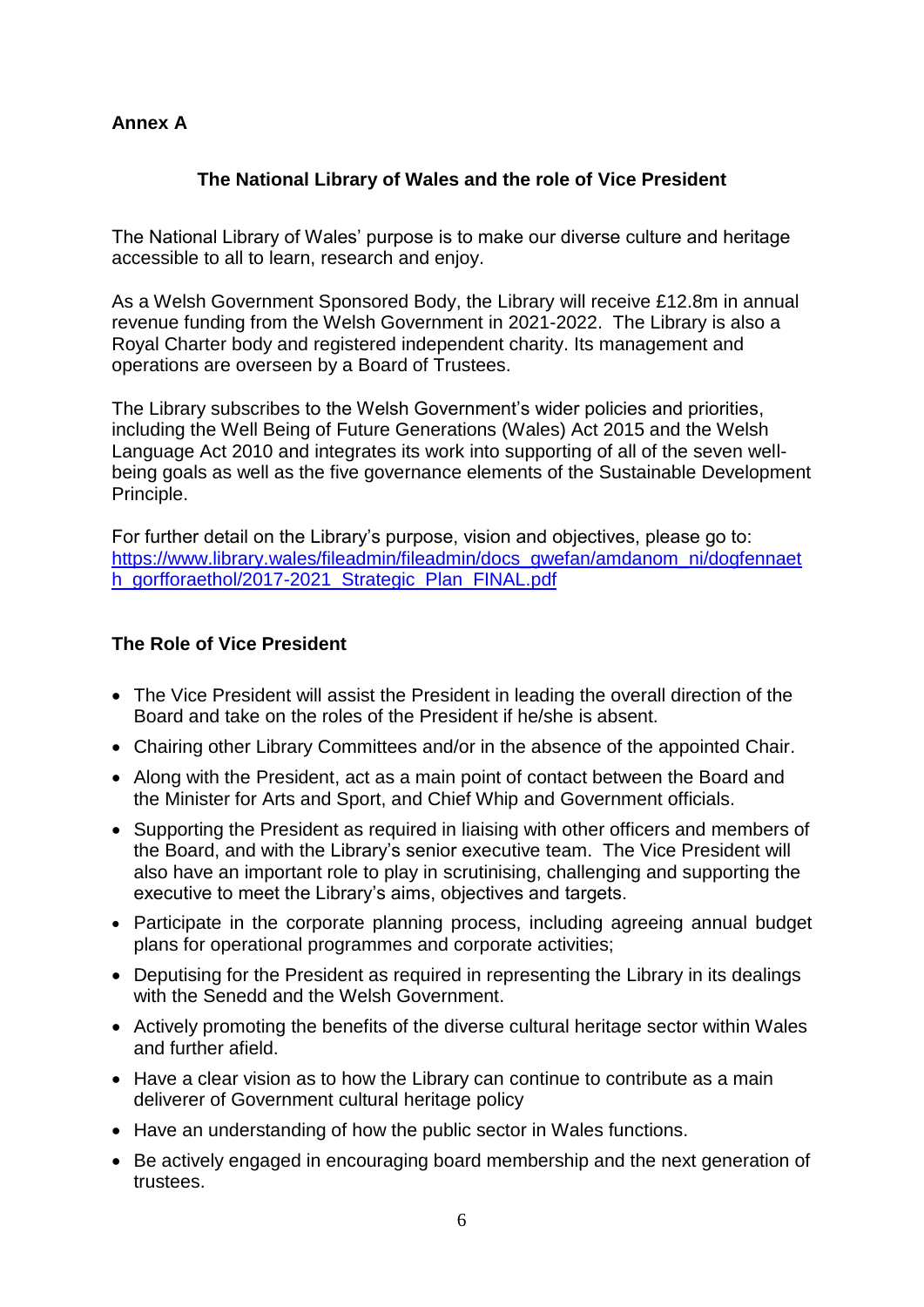**Annex A**

## The National Library of Wales and the role of Vice President

The National Library of Wales' purpose is to make our diverse culture and heritage accessible to all to learn, research and enjoy.

As a Welsh Government Sponsored Body, the Library will receive £12.8m in annual revenue funding from the Welsh Government in 2021-2022. The Library is also a Royal Charter body and registered independent charity. Its management and operations are overseen by a Board of Trustees.

The Library subscribes to the Welsh Government's wider policies and priorities, including the Well Being of Future Generations (Wales) Act 2015 and the Welsh Language Act 2010 and integrates its work into supporting of all of the seven well-being goals as well as the five governance elements of the Sustainable Development Principle.

For further detail on the Library's purpose, vision and objectives, please go to: https://www.library.wales/fileadmin/fileadmin/docs_gwefan/amdanom_ni/dogfennaeth_gorfforaethol/2017-2021_Strategic_Plan_FINAL.pdf

### The Role of Vice President

- The Vice President will assist the President in leading the overall direction of the Board and take on the roles of the President if he/she is absent.
- Chairing other Library Committees and/or in the absence of the appointed Chair.
- Along with the President, act as a main point of contact between the Board and the Minister for Arts and Sport, and Chief Whip and Government officials.
- Supporting the President as required in liaising with other officers and members of the Board, and with the Library's senior executive team. The Vice President will also have an important role to play in scrutinising, challenging and supporting the executive to meet the Library's aims, objectives and targets.
- Participate in the corporate planning process, including agreeing annual budget plans for operational programmes and corporate activities;
- Deputising for the President as required in representing the Library in its dealings with the Senedd and the Welsh Government.
- Actively promoting the benefits of the diverse cultural heritage sector within Wales and further afield.
- Have a clear vision as to how the Library can continue to contribute as a main deliverer of Government cultural heritage policy
- Have an understanding of how the public sector in Wales functions.
- Be actively engaged in encouraging board membership and the next generation of trustees.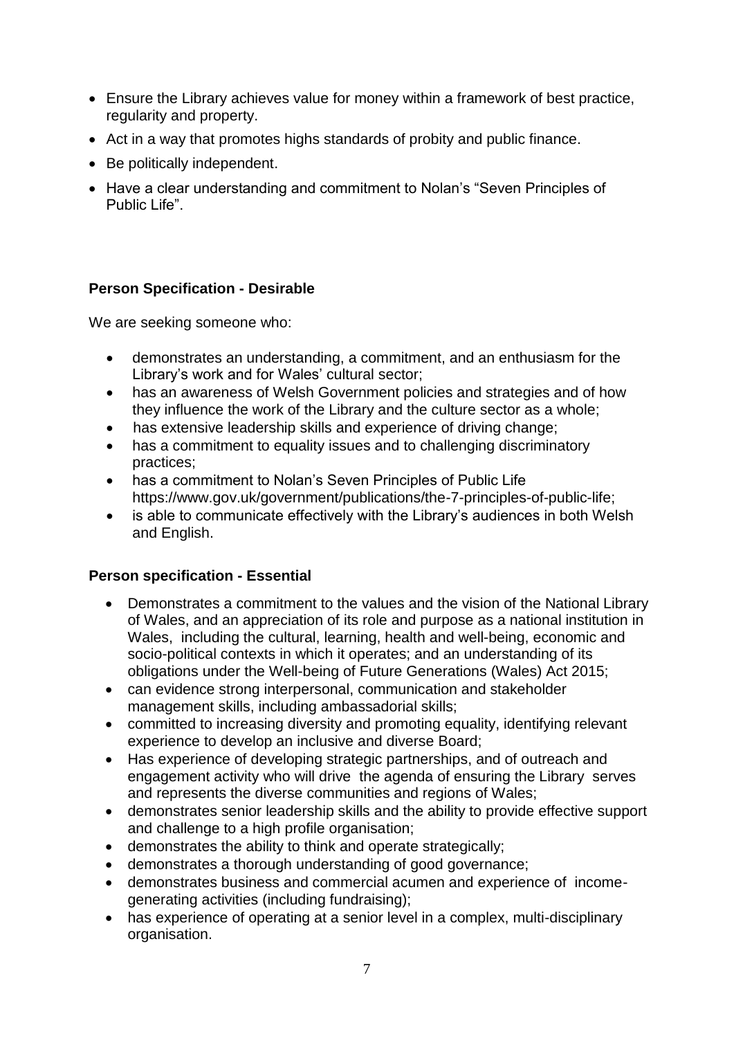- Ensure the Library achieves value for money within a framework of best practice, regularity and property.
- Act in a way that promotes highs standards of probity and public finance.
- Be politically independent.
- Have a clear understanding and commitment to Nolan's "Seven Principles of Public Life".

**Person Specification - Desirable**

We are seeking someone who:

- demonstrates an understanding, a commitment, and an enthusiasm for the Library's work and for Wales' cultural sector;
- has an awareness of Welsh Government policies and strategies and of how they influence the work of the Library and the culture sector as a whole;
- has extensive leadership skills and experience of driving change;
- has a commitment to equality issues and to challenging discriminatory practices;
- has a commitment to Nolan's Seven Principles of Public Life https://www.gov.uk/government/publications/the-7-principles-of-public-life;
- is able to communicate effectively with the Library's audiences in both Welsh and English.

**Person specification - Essential**

- Demonstrates a commitment to the values and the vision of the National Library of Wales, and an appreciation of its role and purpose as a national institution in Wales, including the cultural, learning, health and well-being, economic and socio-political contexts in which it operates; and an understanding of its obligations under the Well-being of Future Generations (Wales) Act 2015;
- can evidence strong interpersonal, communication and stakeholder management skills, including ambassadorial skills;
- committed to increasing diversity and promoting equality, identifying relevant experience to develop an inclusive and diverse Board;
- Has experience of developing strategic partnerships, and of outreach and engagement activity who will drive the agenda of ensuring the Library serves and represents the diverse communities and regions of Wales;
- demonstrates senior leadership skills and the ability to provide effective support and challenge to a high profile organisation;
- demonstrates the ability to think and operate strategically;
- demonstrates a thorough understanding of good governance;
- demonstrates business and commercial acumen and experience of income-generating activities (including fundraising);
- has experience of operating at a senior level in a complex, multi-disciplinary organisation.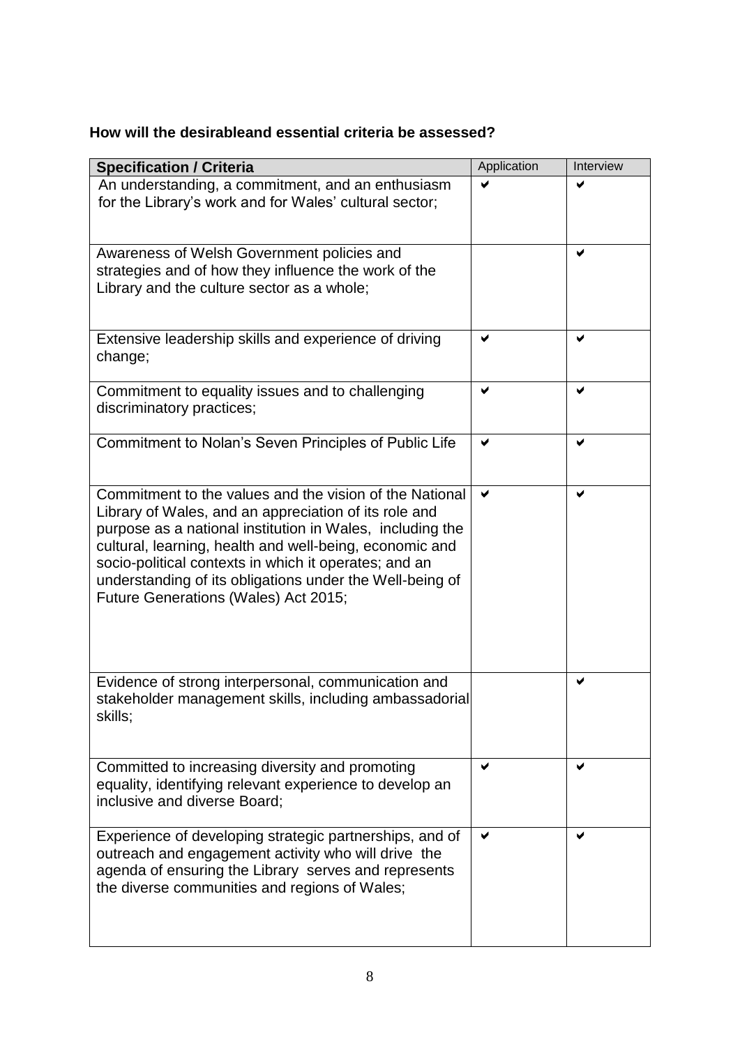**How will the desirableand essential criteria be assessed?**

| Specification / Criteria | Application | Interview |
|---|---|---|
| An understanding, a commitment, and an enthusiasm for the Library's work and for Wales' cultural sector; | ✔ | ✔ |
| Awareness of Welsh Government policies and strategies and of how they influence the work of the Library and the culture sector as a whole; | | ✔ |
| Extensive leadership skills and experience of driving change; | ✔ | ✔ |
| Commitment to equality issues and to challenging discriminatory practices; | ✔ | ✔ |
| Commitment to Nolan's Seven Principles of Public Life | ✔ | ✔ |
| Commitment to the values and the vision of the National Library of Wales, and an appreciation of its role and purpose as a national institution in Wales, including the cultural, learning, health and well-being, economic and socio-political contexts in which it operates; and an understanding of its obligations under the Well-being of Future Generations (Wales) Act 2015; | ✔ | ✔ |
| Evidence of strong interpersonal, communication and stakeholder management skills, including ambassadorial skills; | | ✔ |
| Committed to increasing diversity and promoting equality, identifying relevant experience to develop an inclusive and diverse Board; | ✔ | ✔ |
| Experience of developing strategic partnerships, and of outreach and engagement activity who will drive the agenda of ensuring the Library serves and represents the diverse communities and regions of Wales; | ✔ | ✔ |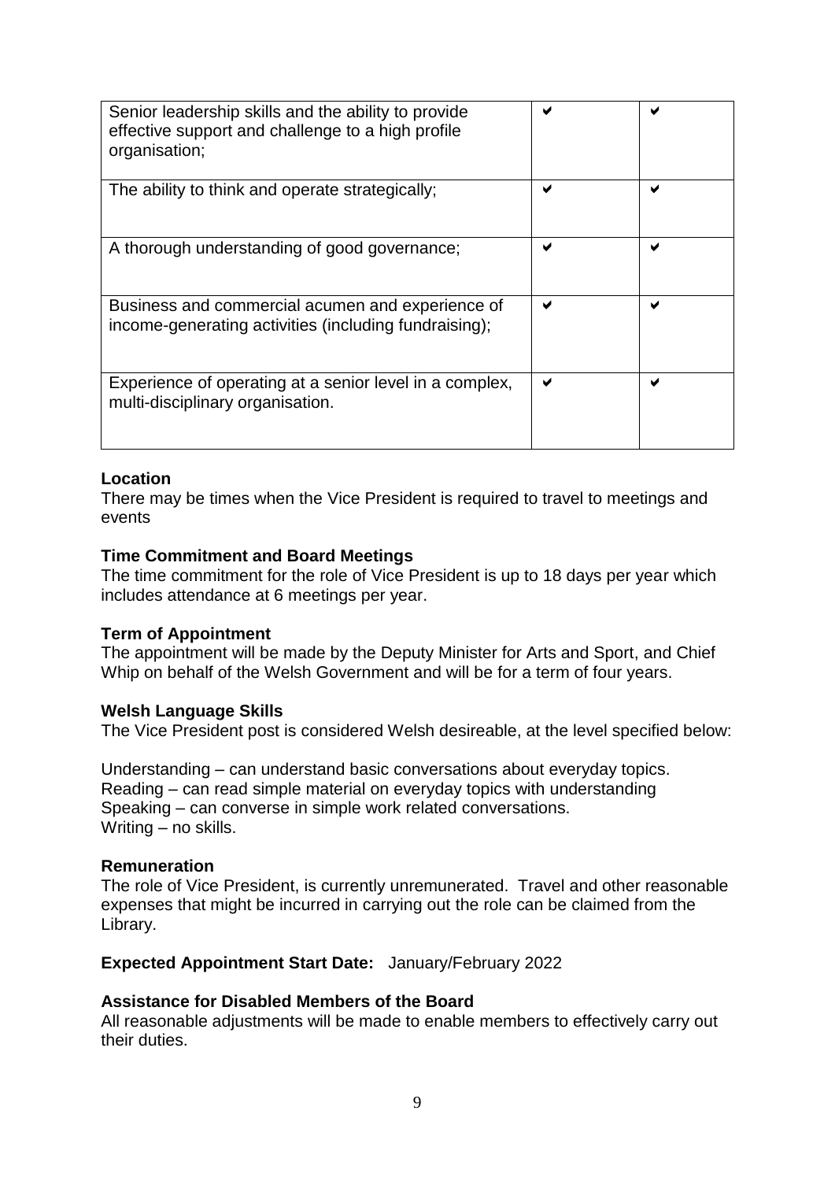| | | |
|---|---|---|
| Senior leadership skills and the ability to provide effective support and challenge to a high profile organisation; | ✔ | ✔ |
| The ability to think and operate strategically; | ✔ | ✔ |
| A thorough understanding of good governance; | ✔ | ✔ |
| Business and commercial acumen and experience of income-generating activities (including fundraising); | ✔ | ✔ |
| Experience of operating at a senior level in a complex, multi-disciplinary organisation. | ✔ | ✔ |

**Location**
There may be times when the Vice President is required to travel to meetings and events

**Time Commitment and Board Meetings**
The time commitment for the role of Vice President is up to 18 days per year which includes attendance at 6 meetings per year.

**Term of Appointment**
The appointment will be made by the Deputy Minister for Arts and Sport, and Chief Whip on behalf of the Welsh Government and will be for a term of four years.

**Welsh Language Skills**
The Vice President post is considered Welsh desireable, at the level specified below:

Understanding – can understand basic conversations about everyday topics.
Reading – can read simple material on everyday topics with understanding
Speaking – can converse in simple work related conversations.
Writing – no skills.

**Remuneration**
The role of Vice President, is currently unremunerated. Travel and other reasonable expenses that might be incurred in carrying out the role can be claimed from the Library.

**Expected Appointment Start Date:** January/February 2022

**Assistance for Disabled Members of the Board**
All reasonable adjustments will be made to enable members to effectively carry out their duties.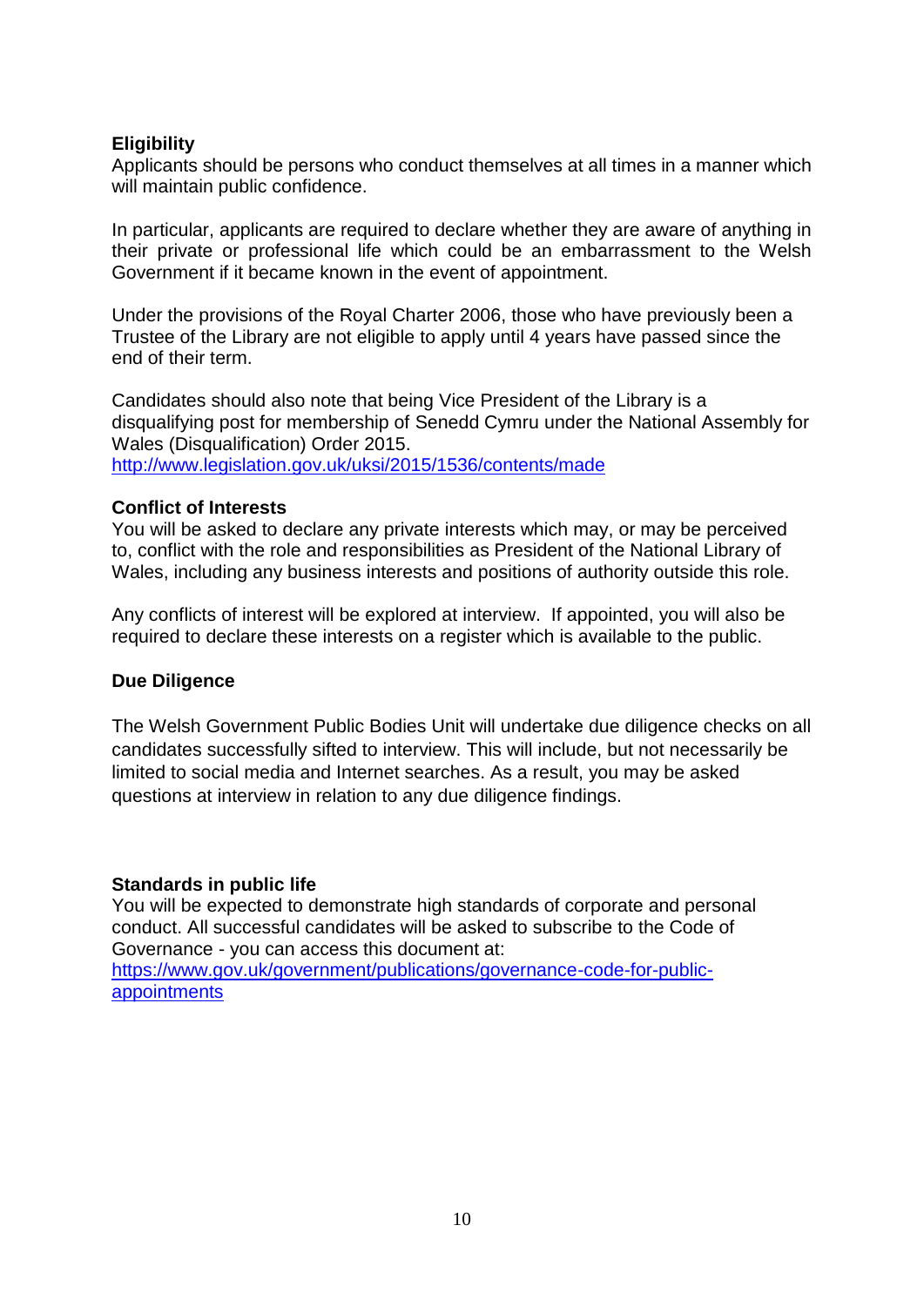**Eligibility**

Applicants should be persons who conduct themselves at all times in a manner which will maintain public confidence.

In particular, applicants are required to declare whether they are aware of anything in their private or professional life which could be an embarrassment to the Welsh Government if it became known in the event of appointment.

Under the provisions of the Royal Charter 2006, those who have previously been a Trustee of the Library are not eligible to apply until 4 years have passed since the end of their term.

Candidates should also note that being Vice President of the Library is a disqualifying post for membership of Senedd Cymru under the National Assembly for Wales (Disqualification) Order 2015.
http://www.legislation.gov.uk/uksi/2015/1536/contents/made

**Conflict of Interests**

You will be asked to declare any private interests which may, or may be perceived to, conflict with the role and responsibilities as President of the National Library of Wales, including any business interests and positions of authority outside this role.

Any conflicts of interest will be explored at interview. If appointed, you will also be required to declare these interests on a register which is available to the public.

**Due Diligence**

The Welsh Government Public Bodies Unit will undertake due diligence checks on all candidates successfully sifted to interview. This will include, but not necessarily be limited to social media and Internet searches. As a result, you may be asked questions at interview in relation to any due diligence findings.

**Standards in public life**

You will be expected to demonstrate high standards of corporate and personal conduct. All successful candidates will be asked to subscribe to the Code of Governance - you can access this document at:
https://www.gov.uk/government/publications/governance-code-for-public-appointments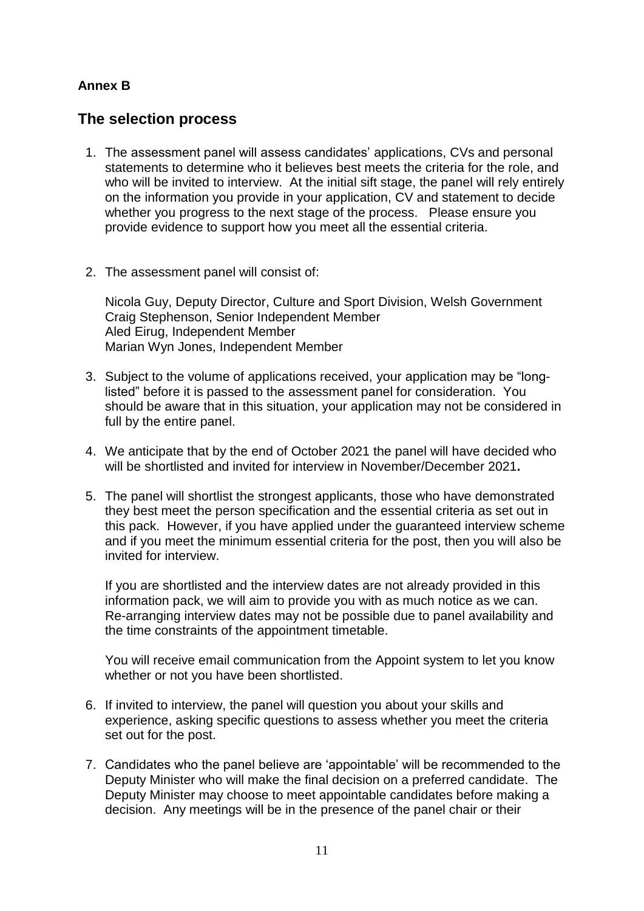**Annex B**

## The selection process

1. The assessment panel will assess candidates' applications, CVs and personal statements to determine who it believes best meets the criteria for the role, and who will be invited to interview. At the initial sift stage, the panel will rely entirely on the information you provide in your application, CV and statement to decide whether you progress to the next stage of the process. Please ensure you provide evidence to support how you meet all the essential criteria.

2. The assessment panel will consist of:

   Nicola Guy, Deputy Director, Culture and Sport Division, Welsh Government
   Craig Stephenson, Senior Independent Member
   Aled Eirug, Independent Member
   Marian Wyn Jones, Independent Member

3. Subject to the volume of applications received, your application may be "long-listed" before it is passed to the assessment panel for consideration. You should be aware that in this situation, your application may not be considered in full by the entire panel.

4. We anticipate that by the end of October 2021 the panel will have decided who will be shortlisted and invited for interview in November/December 2021**.**

5. The panel will shortlist the strongest applicants, those who have demonstrated they best meet the person specification and the essential criteria as set out in this pack. However, if you have applied under the guaranteed interview scheme and if you meet the minimum essential criteria for the post, then you will also be invited for interview.

   If you are shortlisted and the interview dates are not already provided in this information pack, we will aim to provide you with as much notice as we can. Re-arranging interview dates may not be possible due to panel availability and the time constraints of the appointment timetable.

   You will receive email communication from the Appoint system to let you know whether or not you have been shortlisted.

6. If invited to interview, the panel will question you about your skills and experience, asking specific questions to assess whether you meet the criteria set out for the post.

7. Candidates who the panel believe are 'appointable' will be recommended to the Deputy Minister who will make the final decision on a preferred candidate. The Deputy Minister may choose to meet appointable candidates before making a decision. Any meetings will be in the presence of the panel chair or their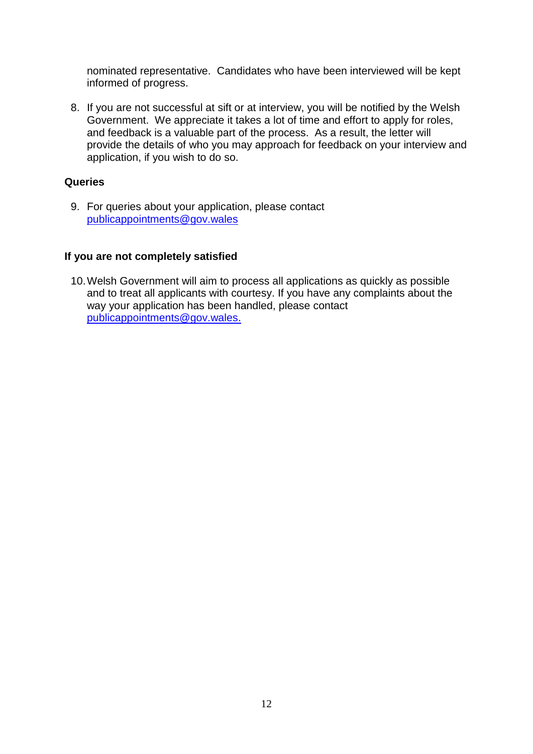nominated representative. Candidates who have been interviewed will be kept informed of progress.

8. If you are not successful at sift or at interview, you will be notified by the Welsh Government. We appreciate it takes a lot of time and effort to apply for roles, and feedback is a valuable part of the process. As a result, the letter will provide the details of who you may approach for feedback on your interview and application, if you wish to do so.

**Queries**

9. For queries about your application, please contact publicappointments@gov.wales

**If you are not completely satisfied**

10. Welsh Government will aim to process all applications as quickly as possible and to treat all applicants with courtesy. If you have any complaints about the way your application has been handled, please contact publicappointments@gov.wales.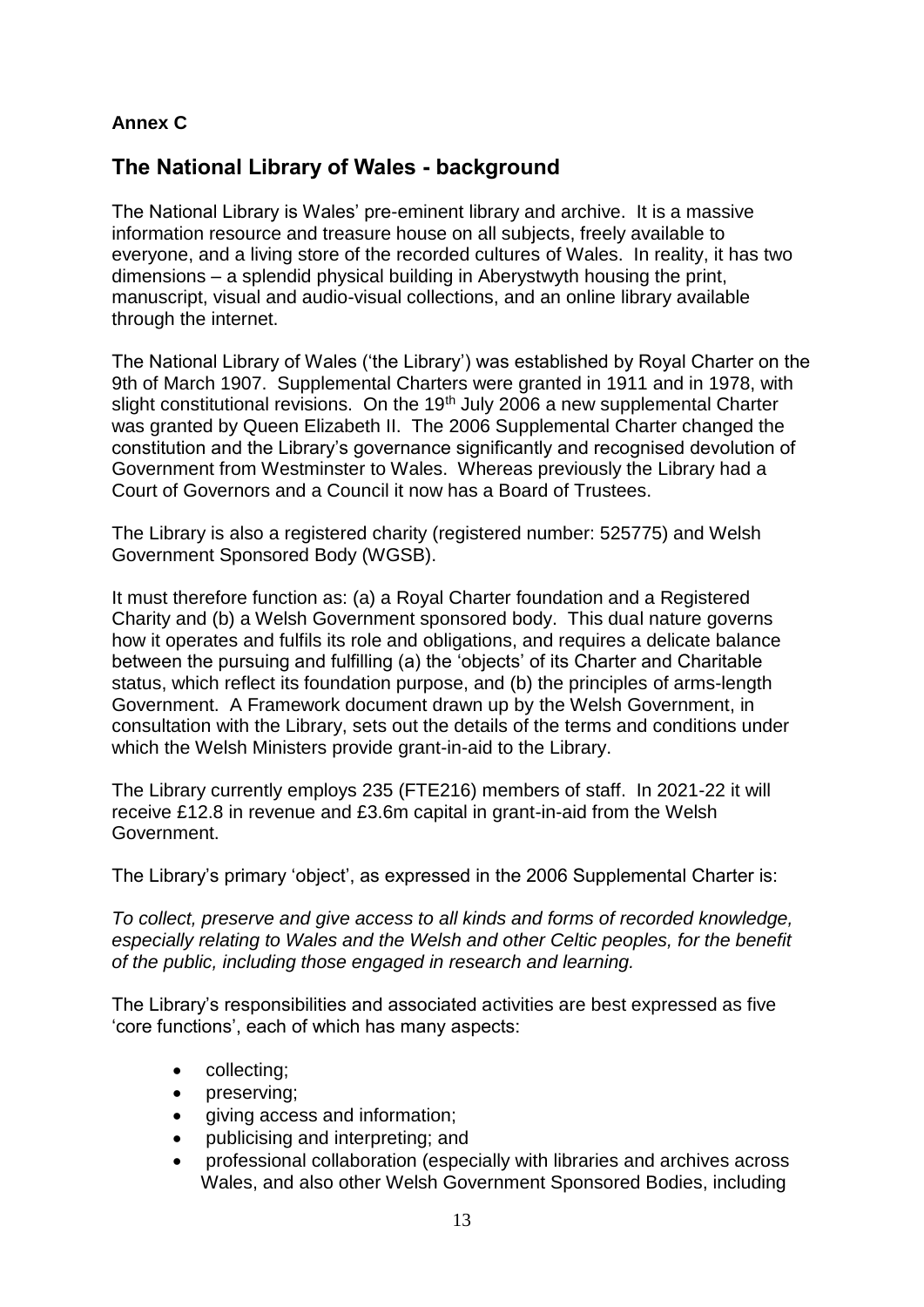**Annex C**

## The National Library of Wales - background

The National Library is Wales' pre-eminent library and archive. It is a massive information resource and treasure house on all subjects, freely available to everyone, and a living store of the recorded cultures of Wales. In reality, it has two dimensions – a splendid physical building in Aberystwyth housing the print, manuscript, visual and audio-visual collections, and an online library available through the internet.

The National Library of Wales ('the Library') was established by Royal Charter on the 9th of March 1907. Supplemental Charters were granted in 1911 and in 1978, with slight constitutional revisions. On the 19th July 2006 a new supplemental Charter was granted by Queen Elizabeth II. The 2006 Supplemental Charter changed the constitution and the Library's governance significantly and recognised devolution of Government from Westminster to Wales. Whereas previously the Library had a Court of Governors and a Council it now has a Board of Trustees.

The Library is also a registered charity (registered number: 525775) and Welsh Government Sponsored Body (WGSB).

It must therefore function as: (a) a Royal Charter foundation and a Registered Charity and (b) a Welsh Government sponsored body. This dual nature governs how it operates and fulfils its role and obligations, and requires a delicate balance between the pursuing and fulfilling (a) the 'objects' of its Charter and Charitable status, which reflect its foundation purpose, and (b) the principles of arms-length Government. A Framework document drawn up by the Welsh Government, in consultation with the Library, sets out the details of the terms and conditions under which the Welsh Ministers provide grant-in-aid to the Library.

The Library currently employs 235 (FTE216) members of staff. In 2021-22 it will receive £12.8 in revenue and £3.6m capital in grant-in-aid from the Welsh Government.

The Library's primary 'object', as expressed in the 2006 Supplemental Charter is:

*To collect, preserve and give access to all kinds and forms of recorded knowledge, especially relating to Wales and the Welsh and other Celtic peoples, for the benefit of the public, including those engaged in research and learning.*

The Library's responsibilities and associated activities are best expressed as five 'core functions', each of which has many aspects:

- collecting;
- preserving;
- giving access and information;
- publicising and interpreting; and
- professional collaboration (especially with libraries and archives across Wales, and also other Welsh Government Sponsored Bodies, including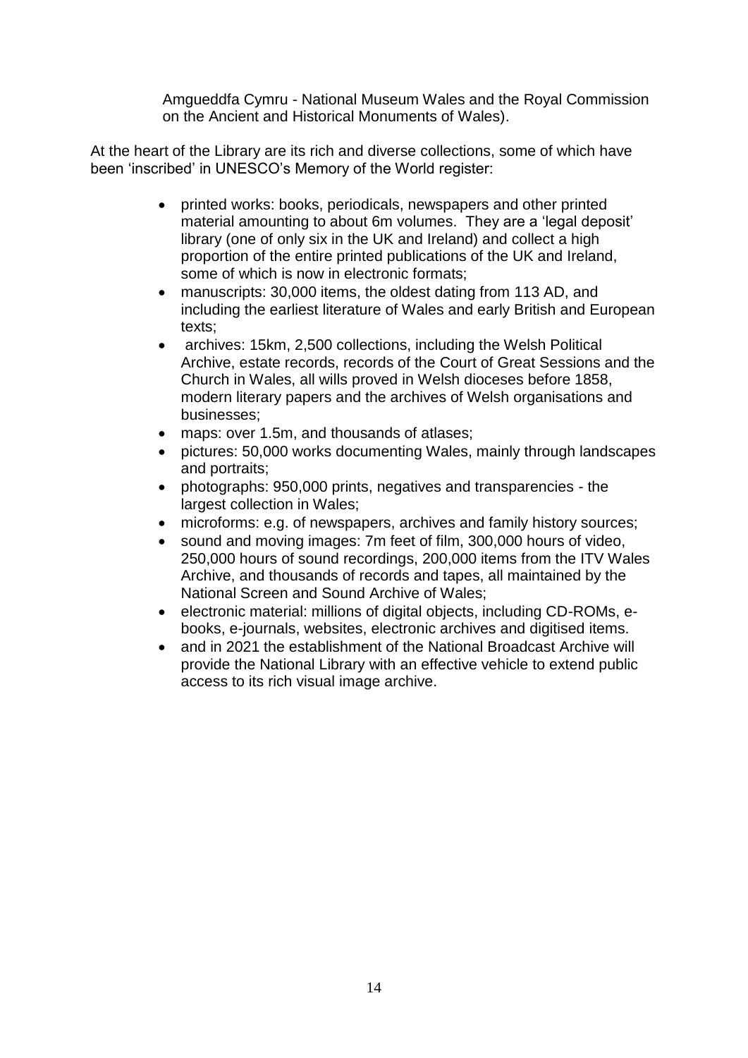Amgueddfa Cymru - National Museum Wales and the Royal Commission on the Ancient and Historical Monuments of Wales).

At the heart of the Library are its rich and diverse collections, some of which have been 'inscribed' in UNESCO's Memory of the World register:

- printed works: books, periodicals, newspapers and other printed material amounting to about 6m volumes. They are a 'legal deposit' library (one of only six in the UK and Ireland) and collect a high proportion of the entire printed publications of the UK and Ireland, some of which is now in electronic formats;
- manuscripts: 30,000 items, the oldest dating from 113 AD, and including the earliest literature of Wales and early British and European texts;
- archives: 15km, 2,500 collections, including the Welsh Political Archive, estate records, records of the Court of Great Sessions and the Church in Wales, all wills proved in Welsh dioceses before 1858, modern literary papers and the archives of Welsh organisations and businesses;
- maps: over 1.5m, and thousands of atlases;
- pictures: 50,000 works documenting Wales, mainly through landscapes and portraits;
- photographs: 950,000 prints, negatives and transparencies - the largest collection in Wales;
- microforms: e.g. of newspapers, archives and family history sources;
- sound and moving images: 7m feet of film, 300,000 hours of video, 250,000 hours of sound recordings, 200,000 items from the ITV Wales Archive, and thousands of records and tapes, all maintained by the National Screen and Sound Archive of Wales;
- electronic material: millions of digital objects, including CD-ROMs, e-books, e-journals, websites, electronic archives and digitised items.
- and in 2021 the establishment of the National Broadcast Archive will provide the National Library with an effective vehicle to extend public access to its rich visual image archive.